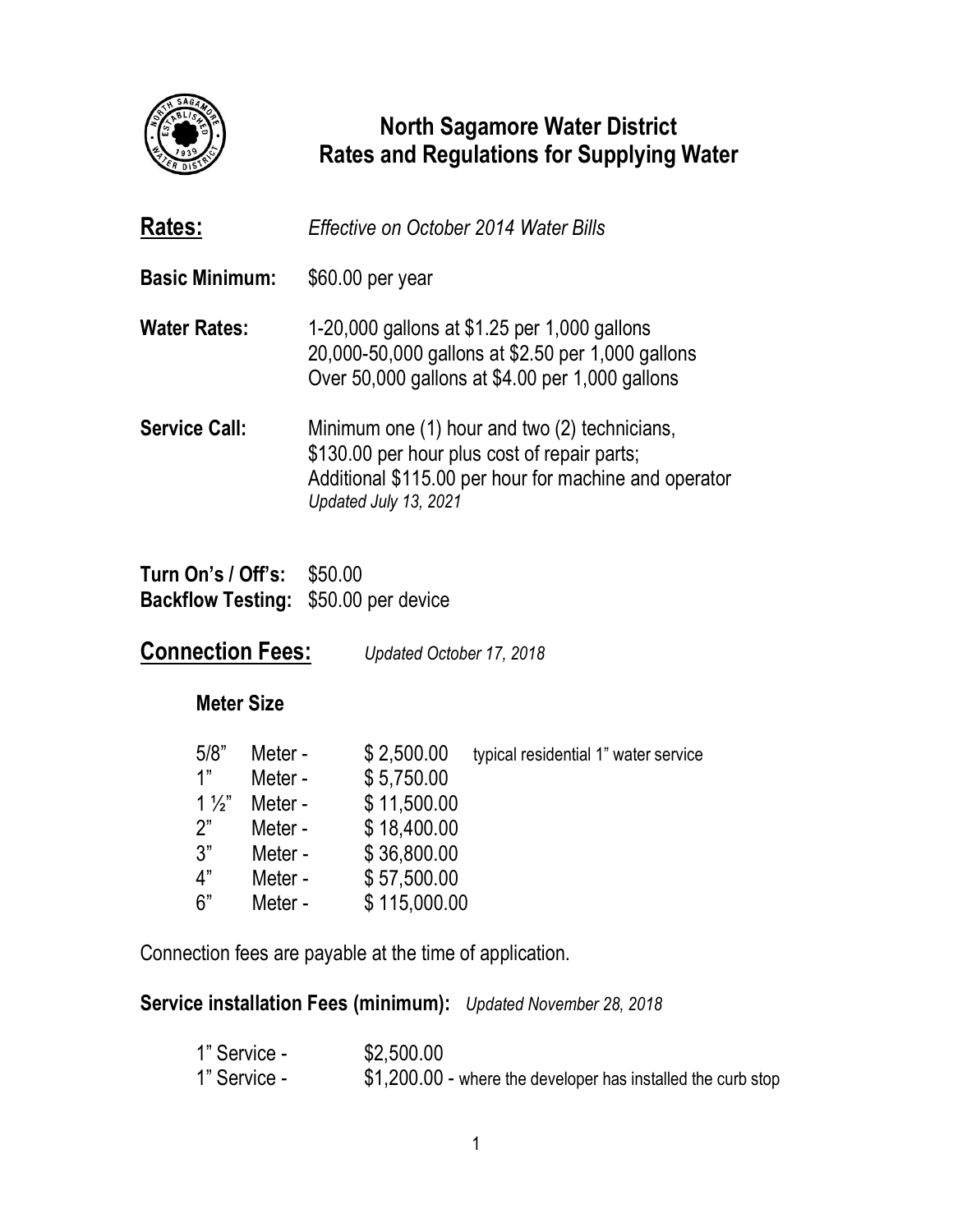# North Sagamore Water District
## Rates and Regulations for Supplying Water

**Rates:** *Effective on October 2014 Water Bills*

**Basic Minimum:** $60.00 per year

**Water Rates:**
1-20,000 gallons at $1.25 per 1,000 gallons
20,000-50,000 gallons at $2.50 per 1,000 gallons
Over 50,000 gallons at $4.00 per 1,000 gallons

**Service Call:**
Minimum one (1) hour and two (2) technicians,
$130.00 per hour plus cost of repair parts;
Additional $115.00 per hour for machine and operator
*Updated July 13, 2021*

**Turn On's / Off's:** $50.00
**Backflow Testing:** $50.00 per device

## Connection Fees: *Updated October 17, 2018*

**Meter Size**

| Size | | Fee | |
|---|---|---|---|
| 5/8" | Meter - | $ 2,500.00 | typical residential 1" water service |
| 1" | Meter - | $ 5,750.00 | |
| 1 ½" | Meter - | $ 11,500.00 | |
| 2" | Meter - | $ 18,400.00 | |
| 3" | Meter - | $ 36,800.00 | |
| 4" | Meter - | $ 57,500.00 | |
| 6" | Meter - | $ 115,000.00 | |

Connection fees are payable at the time of application.

**Service installation Fees (minimum):** *Updated November 28, 2018*

1" Service - $2,500.00
1" Service - $1,200.00 - where the developer has installed the curb stop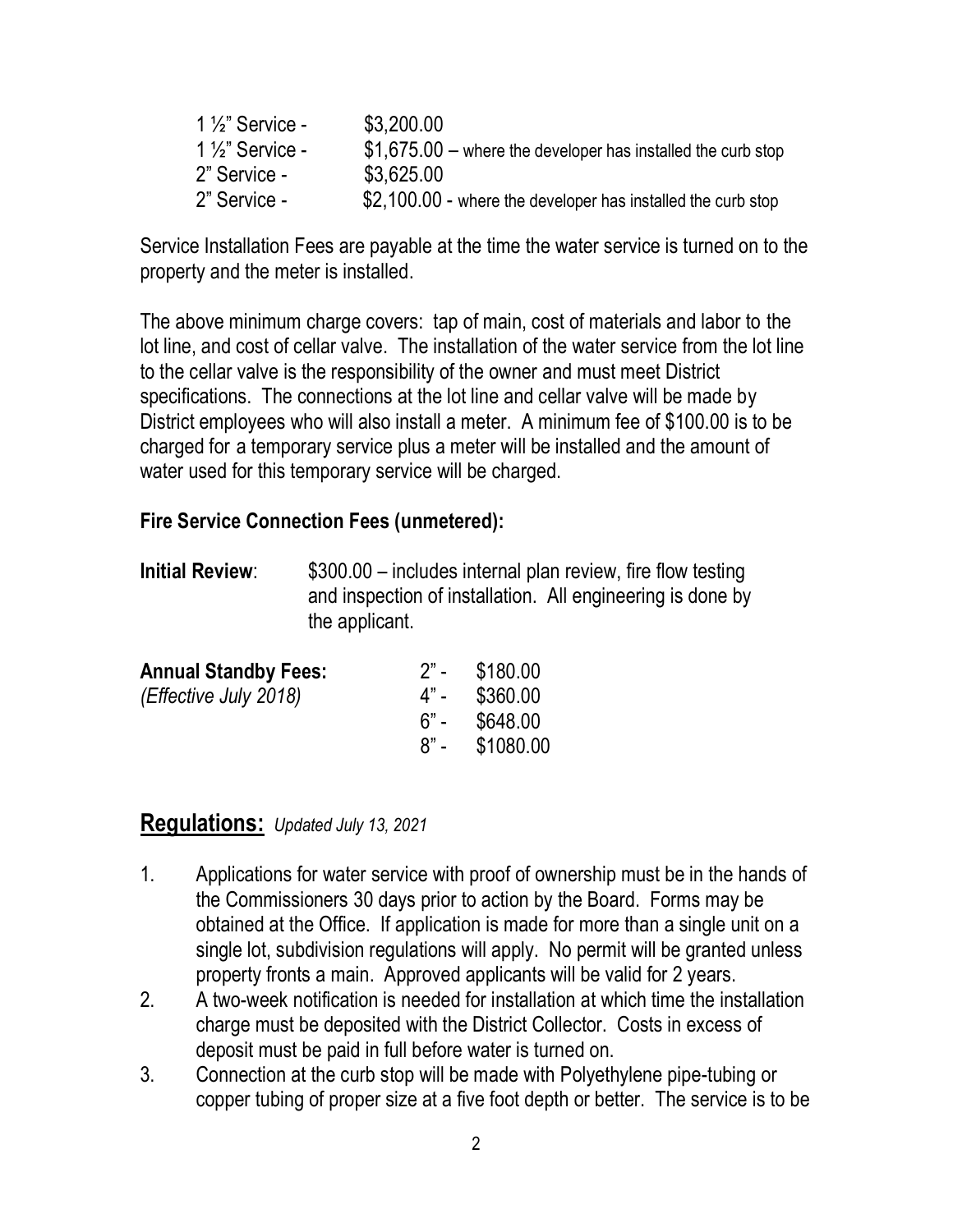| | |
|---|---|
| 1 ½" Service - | $3,200.00 |
| 1 ½" Service - | $1,675.00 – where the developer has installed the curb stop |
| 2" Service - | $3,625.00 |
| 2" Service - | $2,100.00 - where the developer has installed the curb stop |

Service Installation Fees are payable at the time the water service is turned on to the property and the meter is installed.

The above minimum charge covers: tap of main, cost of materials and labor to the lot line, and cost of cellar valve. The installation of the water service from the lot line to the cellar valve is the responsibility of the owner and must meet District specifications. The connections at the lot line and cellar valve will be made by District employees who will also install a meter. A minimum fee of $100.00 is to be charged for a temporary service plus a meter will be installed and the amount of water used for this temporary service will be charged.

**Fire Service Connection Fees (unmetered):**

**Initial Review**: $300.00 – includes internal plan review, fire flow testing and inspection of installation. All engineering is done by the applicant.

| **Annual Standby Fees:** *(Effective July 2018)* | | |
|---|---|---|
| | 2" - | $180.00 |
| | 4" - | $360.00 |
| | 6" - | $648.00 |
| | 8" - | $1080.00 |

## Regulations: *Updated July 13, 2021*

1. Applications for water service with proof of ownership must be in the hands of the Commissioners 30 days prior to action by the Board. Forms may be obtained at the Office. If application is made for more than a single unit on a single lot, subdivision regulations will apply. No permit will be granted unless property fronts a main. Approved applicants will be valid for 2 years.
2. A two-week notification is needed for installation at which time the installation charge must be deposited with the District Collector. Costs in excess of deposit must be paid in full before water is turned on.
3. Connection at the curb stop will be made with Polyethylene pipe-tubing or copper tubing of proper size at a five foot depth or better. The service is to be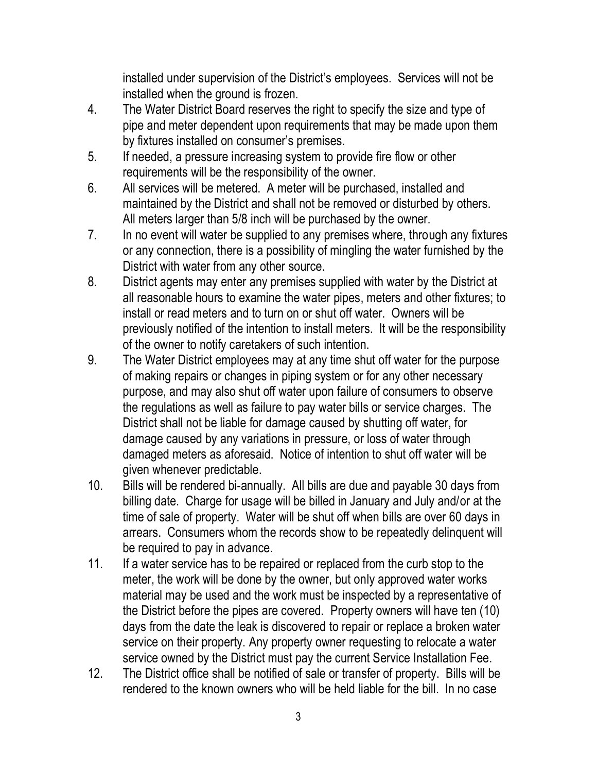installed under supervision of the District's employees. Services will not be installed when the ground is frozen.

4. The Water District Board reserves the right to specify the size and type of pipe and meter dependent upon requirements that may be made upon them by fixtures installed on consumer's premises.
5. If needed, a pressure increasing system to provide fire flow or other requirements will be the responsibility of the owner.
6. All services will be metered. A meter will be purchased, installed and maintained by the District and shall not be removed or disturbed by others. All meters larger than 5/8 inch will be purchased by the owner.
7. In no event will water be supplied to any premises where, through any fixtures or any connection, there is a possibility of mingling the water furnished by the District with water from any other source.
8. District agents may enter any premises supplied with water by the District at all reasonable hours to examine the water pipes, meters and other fixtures; to install or read meters and to turn on or shut off water. Owners will be previously notified of the intention to install meters. It will be the responsibility of the owner to notify caretakers of such intention.
9. The Water District employees may at any time shut off water for the purpose of making repairs or changes in piping system or for any other necessary purpose, and may also shut off water upon failure of consumers to observe the regulations as well as failure to pay water bills or service charges. The District shall not be liable for damage caused by shutting off water, for damage caused by any variations in pressure, or loss of water through damaged meters as aforesaid. Notice of intention to shut off water will be given whenever predictable.
10. Bills will be rendered bi-annually. All bills are due and payable 30 days from billing date. Charge for usage will be billed in January and July and/or at the time of sale of property. Water will be shut off when bills are over 60 days in arrears. Consumers whom the records show to be repeatedly delinquent will be required to pay in advance.
11. If a water service has to be repaired or replaced from the curb stop to the meter, the work will be done by the owner, but only approved water works material may be used and the work must be inspected by a representative of the District before the pipes are covered. Property owners will have ten (10) days from the date the leak is discovered to repair or replace a broken water service on their property. Any property owner requesting to relocate a water service owned by the District must pay the current Service Installation Fee.
12. The District office shall be notified of sale or transfer of property. Bills will be rendered to the known owners who will be held liable for the bill. In no case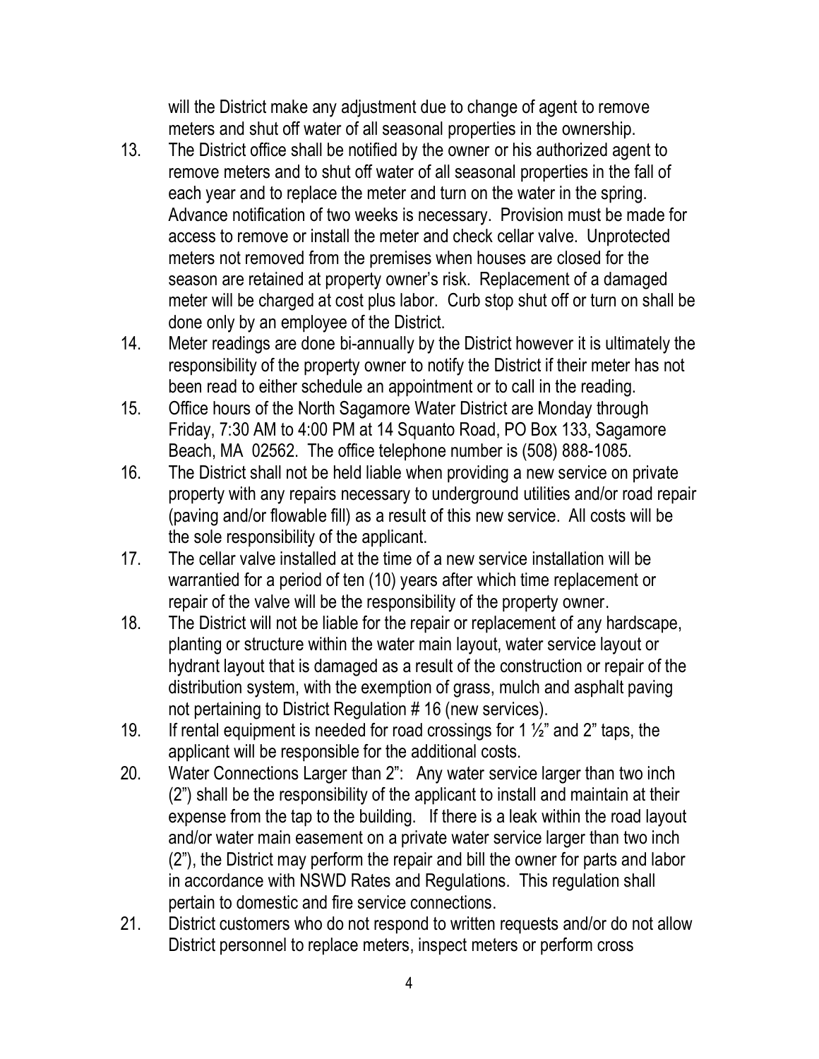will the District make any adjustment due to change of agent to remove meters and shut off water of all seasonal properties in the ownership.

13. The District office shall be notified by the owner or his authorized agent to remove meters and to shut off water of all seasonal properties in the fall of each year and to replace the meter and turn on the water in the spring. Advance notification of two weeks is necessary. Provision must be made for access to remove or install the meter and check cellar valve. Unprotected meters not removed from the premises when houses are closed for the season are retained at property owner's risk. Replacement of a damaged meter will be charged at cost plus labor. Curb stop shut off or turn on shall be done only by an employee of the District.
14. Meter readings are done bi-annually by the District however it is ultimately the responsibility of the property owner to notify the District if their meter has not been read to either schedule an appointment or to call in the reading.
15. Office hours of the North Sagamore Water District are Monday through Friday, 7:30 AM to 4:00 PM at 14 Squanto Road, PO Box 133, Sagamore Beach, MA 02562. The office telephone number is (508) 888-1085.
16. The District shall not be held liable when providing a new service on private property with any repairs necessary to underground utilities and/or road repair (paving and/or flowable fill) as a result of this new service. All costs will be the sole responsibility of the applicant.
17. The cellar valve installed at the time of a new service installation will be warrantied for a period of ten (10) years after which time replacement or repair of the valve will be the responsibility of the property owner.
18. The District will not be liable for the repair or replacement of any hardscape, planting or structure within the water main layout, water service layout or hydrant layout that is damaged as a result of the construction or repair of the distribution system, with the exemption of grass, mulch and asphalt paving not pertaining to District Regulation # 16 (new services).
19. If rental equipment is needed for road crossings for 1 ½" and 2" taps, the applicant will be responsible for the additional costs.
20. Water Connections Larger than 2": Any water service larger than two inch (2") shall be the responsibility of the applicant to install and maintain at their expense from the tap to the building. If there is a leak within the road layout and/or water main easement on a private water service larger than two inch (2"), the District may perform the repair and bill the owner for parts and labor in accordance with NSWD Rates and Regulations. This regulation shall pertain to domestic and fire service connections.
21. District customers who do not respond to written requests and/or do not allow District personnel to replace meters, inspect meters or perform cross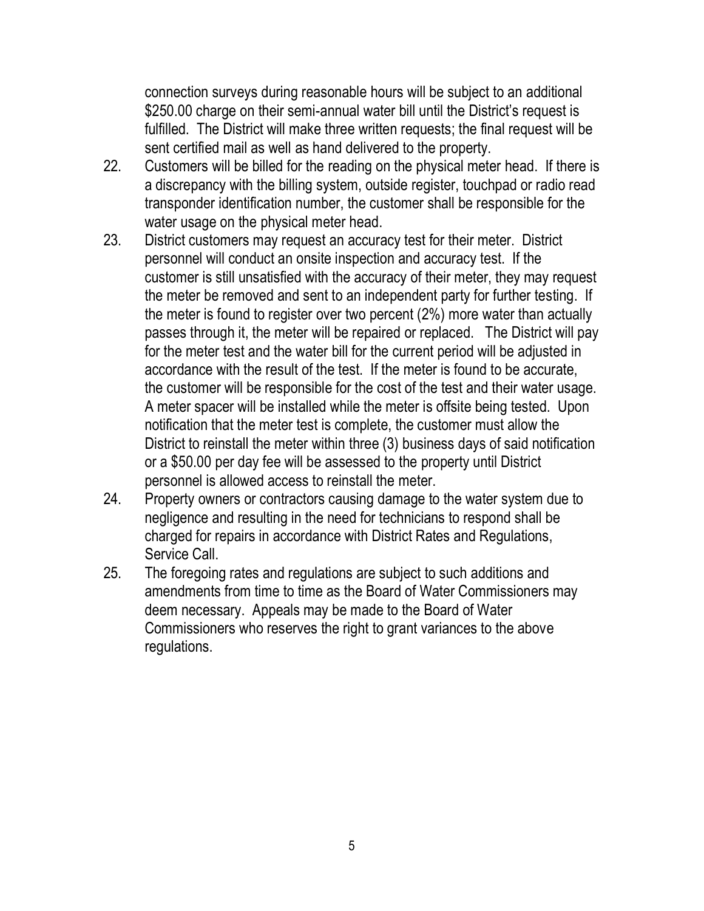connection surveys during reasonable hours will be subject to an additional $250.00 charge on their semi-annual water bill until the District's request is fulfilled. The District will make three written requests; the final request will be sent certified mail as well as hand delivered to the property.

22. Customers will be billed for the reading on the physical meter head. If there is a discrepancy with the billing system, outside register, touchpad or radio read transponder identification number, the customer shall be responsible for the water usage on the physical meter head.
23. District customers may request an accuracy test for their meter. District personnel will conduct an onsite inspection and accuracy test. If the customer is still unsatisfied with the accuracy of their meter, they may request the meter be removed and sent to an independent party for further testing. If the meter is found to register over two percent (2%) more water than actually passes through it, the meter will be repaired or replaced. The District will pay for the meter test and the water bill for the current period will be adjusted in accordance with the result of the test. If the meter is found to be accurate, the customer will be responsible for the cost of the test and their water usage. A meter spacer will be installed while the meter is offsite being tested. Upon notification that the meter test is complete, the customer must allow the District to reinstall the meter within three (3) business days of said notification or a $50.00 per day fee will be assessed to the property until District personnel is allowed access to reinstall the meter.
24. Property owners or contractors causing damage to the water system due to negligence and resulting in the need for technicians to respond shall be charged for repairs in accordance with District Rates and Regulations, Service Call.
25. The foregoing rates and regulations are subject to such additions and amendments from time to time as the Board of Water Commissioners may deem necessary. Appeals may be made to the Board of Water Commissioners who reserves the right to grant variances to the above regulations.